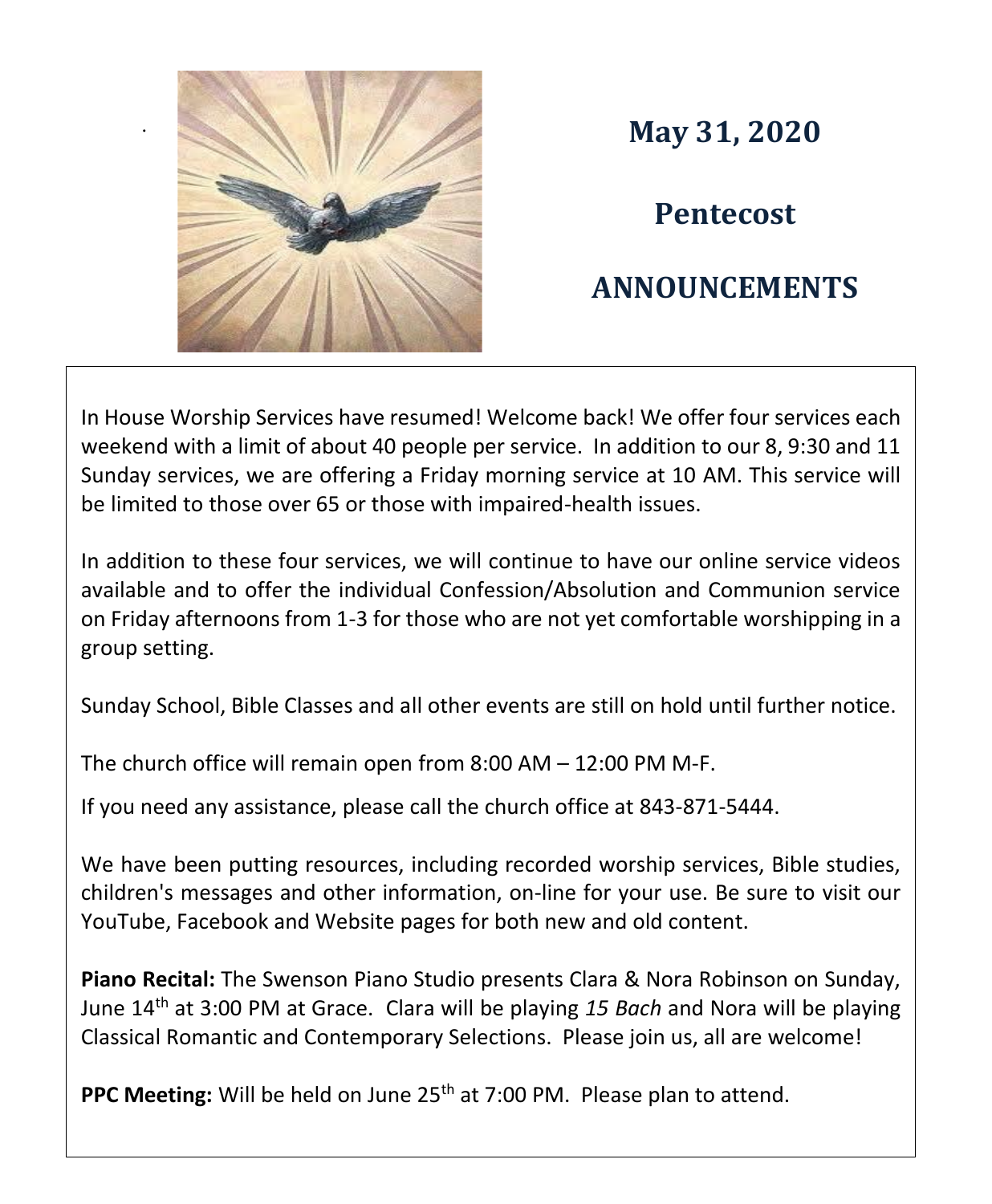# May 31, 2020

# Pentecost

# ANNOUNCEMENTS

In House Worship Services have resumed! Welcome back! We offer four services each weekend with a limit of about 40 people per service. In addition to our 8, 9:30 and 11 Sunday services, we are offering a Friday morning service at 10 AM. This service will be limited to those over 65 or those with impaired-health issues.

In addition to these four services, we will continue to have our online service videos available and to offer the individual Confession/Absolution and Communion service on Friday afternoons from 1-3 for those who are not yet comfortable worshipping in a group setting.

Sunday School, Bible Classes and all other events are still on hold until further notice.

The church office will remain open from 8:00 AM – 12:00 PM M-F.

If you need any assistance, please call the church office at 843-871-5444.

We have been putting resources, including recorded worship services, Bible studies, children's messages and other information, on-line for your use. Be sure to visit our YouTube, Facebook and Website pages for both new and old content.

**Piano Recital:** The Swenson Piano Studio presents Clara & Nora Robinson on Sunday, June 14th at 3:00 PM at Grace. Clara will be playing *15 Bach* and Nora will be playing Classical Romantic and Contemporary Selections. Please join us, all are welcome!

**PPC Meeting:** Will be held on June 25th at 7:00 PM. Please plan to attend.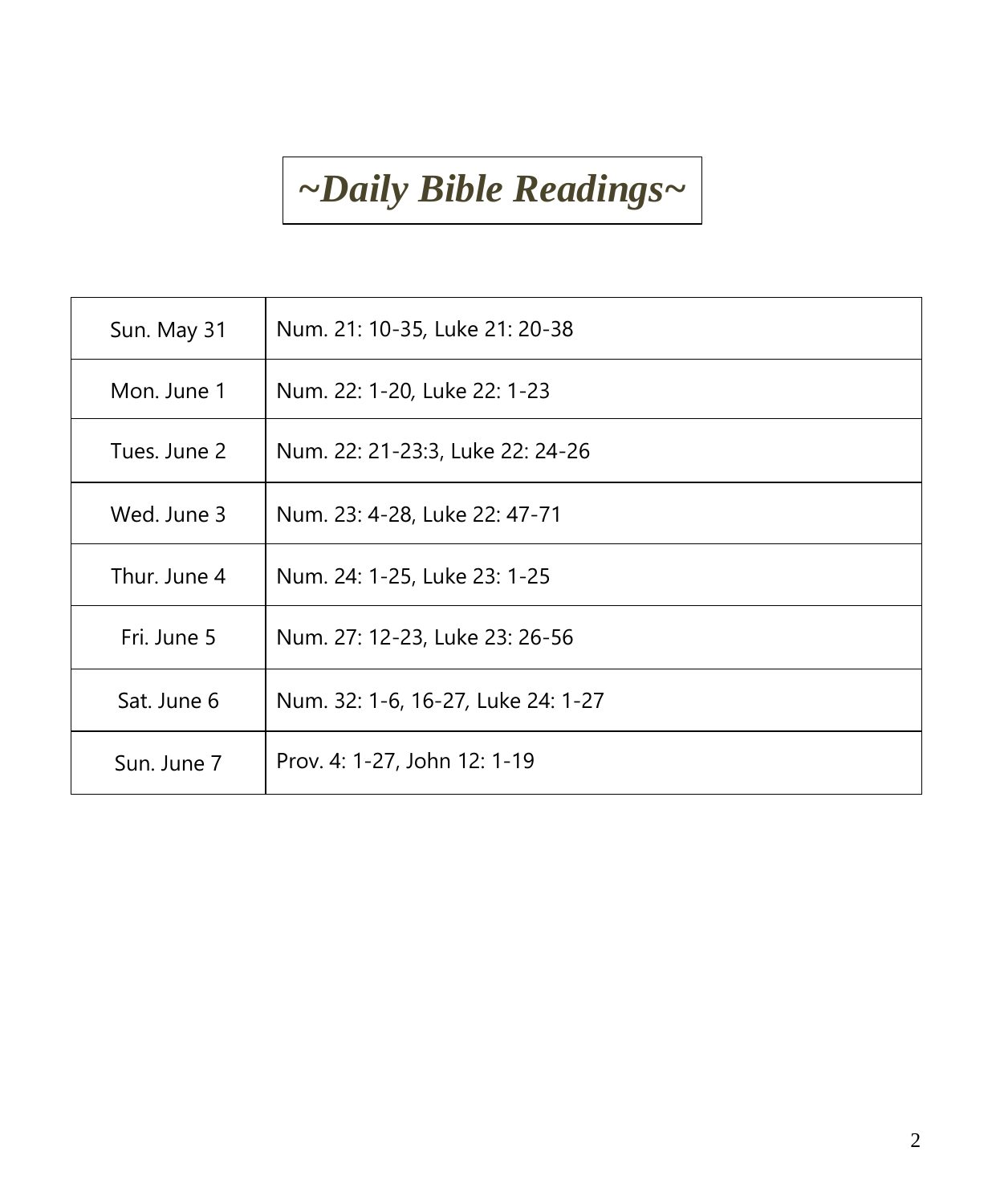# *~Daily Bible Readings~*

| | |
|---|---|
| Sun. May 31 | Num. 21: 10-35, Luke 21: 20-38 |
| Mon. June 1 | Num. 22: 1-20, Luke 22: 1-23 |
| Tues. June 2 | Num. 22: 21-23:3, Luke 22: 24-26 |
| Wed. June 3 | Num. 23: 4-28, Luke 22: 47-71 |
| Thur. June 4 | Num. 24: 1-25, Luke 23: 1-25 |
| Fri. June 5 | Num. 27: 12-23, Luke 23: 26-56 |
| Sat. June 6 | Num. 32: 1-6, 16-27, Luke 24: 1-27 |
| Sun. June 7 | Prov. 4: 1-27, John 12: 1-19 |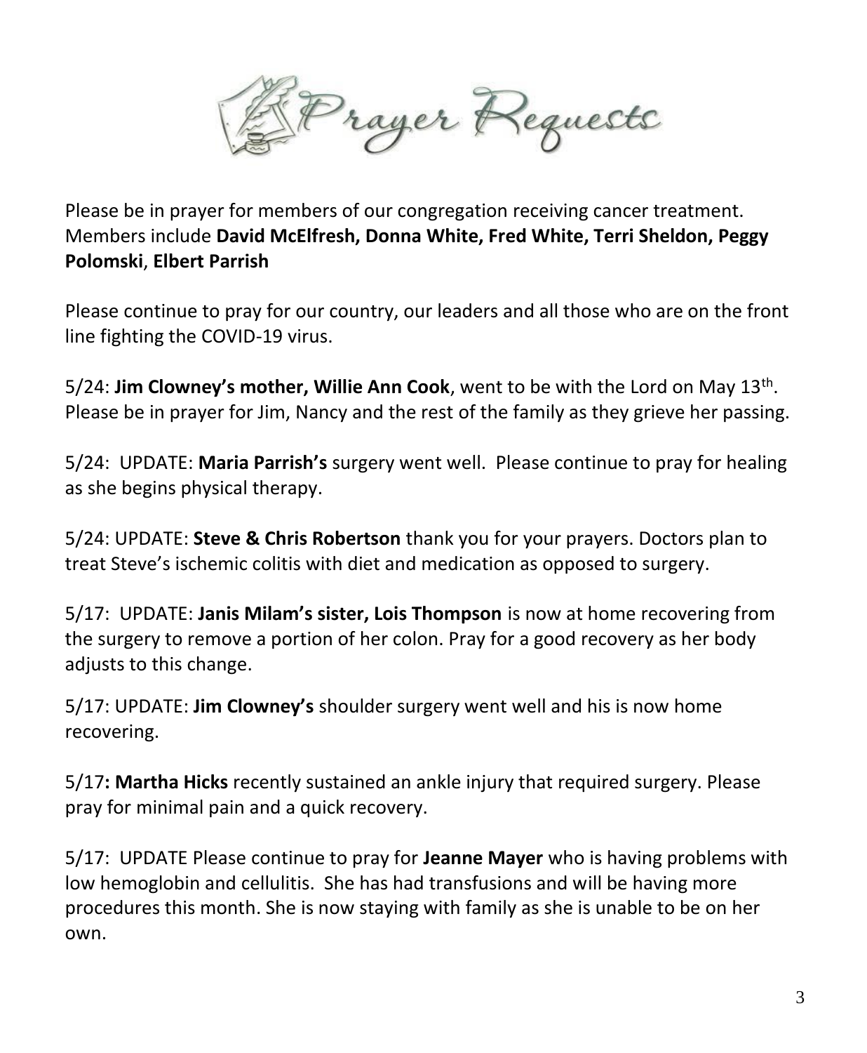# Prayer Requests

Please be in prayer for members of our congregation receiving cancer treatment. Members include **David McElfresh, Donna White, Fred White, Terri Sheldon, Peggy Polomski**, **Elbert Parrish**

Please continue to pray for our country, our leaders and all those who are on the front line fighting the COVID-19 virus.

5/24: **Jim Clowney's mother, Willie Ann Cook**, went to be with the Lord on May 13th. Please be in prayer for Jim, Nancy and the rest of the family as they grieve her passing.

5/24: UPDATE: **Maria Parrish's** surgery went well. Please continue to pray for healing as she begins physical therapy.

5/24: UPDATE: **Steve & Chris Robertson** thank you for your prayers. Doctors plan to treat Steve's ischemic colitis with diet and medication as opposed to surgery.

5/17: UPDATE: **Janis Milam's sister, Lois Thompson** is now at home recovering from the surgery to remove a portion of her colon. Pray for a good recovery as her body adjusts to this change.

5/17: UPDATE: **Jim Clowney's** shoulder surgery went well and his is now home recovering.

5/17**: Martha Hicks** recently sustained an ankle injury that required surgery. Please pray for minimal pain and a quick recovery.

5/17: UPDATE Please continue to pray for **Jeanne Mayer** who is having problems with low hemoglobin and cellulitis. She has had transfusions and will be having more procedures this month. She is now staying with family as she is unable to be on her own.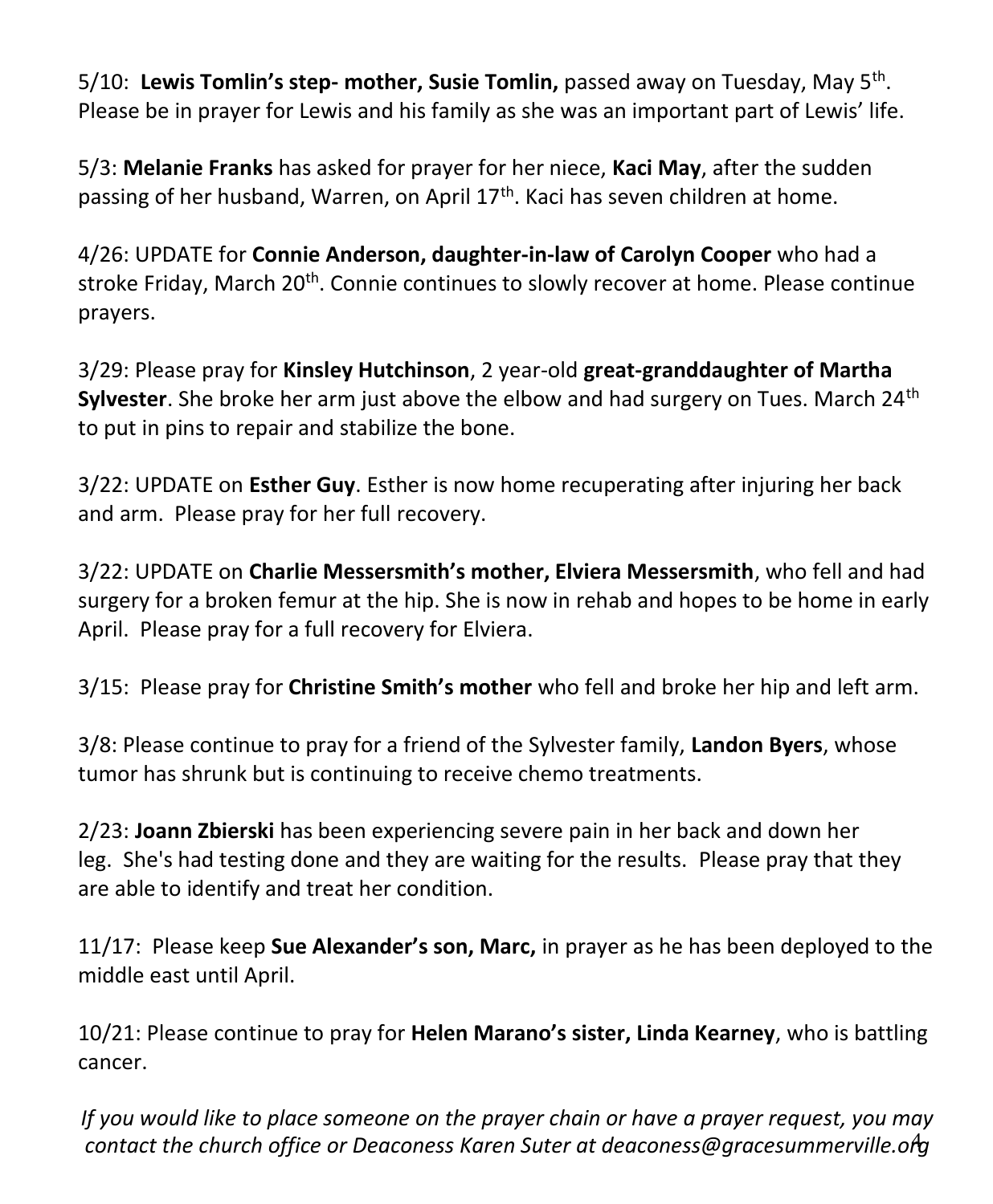5/10: **Lewis Tomlin's step- mother, Susie Tomlin,** passed away on Tuesday, May 5th. Please be in prayer for Lewis and his family as she was an important part of Lewis' life.

5/3: **Melanie Franks** has asked for prayer for her niece, **Kaci May**, after the sudden passing of her husband, Warren, on April 17th. Kaci has seven children at home.

4/26: UPDATE for **Connie Anderson, daughter-in-law of Carolyn Cooper** who had a stroke Friday, March 20th. Connie continues to slowly recover at home. Please continue prayers.

3/29: Please pray for **Kinsley Hutchinson**, 2 year-old **great-granddaughter of Martha Sylvester**. She broke her arm just above the elbow and had surgery on Tues. March 24th to put in pins to repair and stabilize the bone.

3/22: UPDATE on **Esther Guy**. Esther is now home recuperating after injuring her back and arm. Please pray for her full recovery.

3/22: UPDATE on **Charlie Messersmith's mother, Elviera Messersmith**, who fell and had surgery for a broken femur at the hip. She is now in rehab and hopes to be home in early April. Please pray for a full recovery for Elviera.

3/15: Please pray for **Christine Smith's mother** who fell and broke her hip and left arm.

3/8: Please continue to pray for a friend of the Sylvester family, **Landon Byers**, whose tumor has shrunk but is continuing to receive chemo treatments.

2/23: **Joann Zbierski** has been experiencing severe pain in her back and down her leg. She's had testing done and they are waiting for the results. Please pray that they are able to identify and treat her condition.

11/17: Please keep **Sue Alexander's son, Marc,** in prayer as he has been deployed to the middle east until April.

10/21: Please continue to pray for **Helen Marano's sister, Linda Kearney**, who is battling cancer.

*If you would like to place someone on the prayer chain or have a prayer request, you may contact the church office or Deaconess Karen Suter at deaconess@gracesummerville.org*